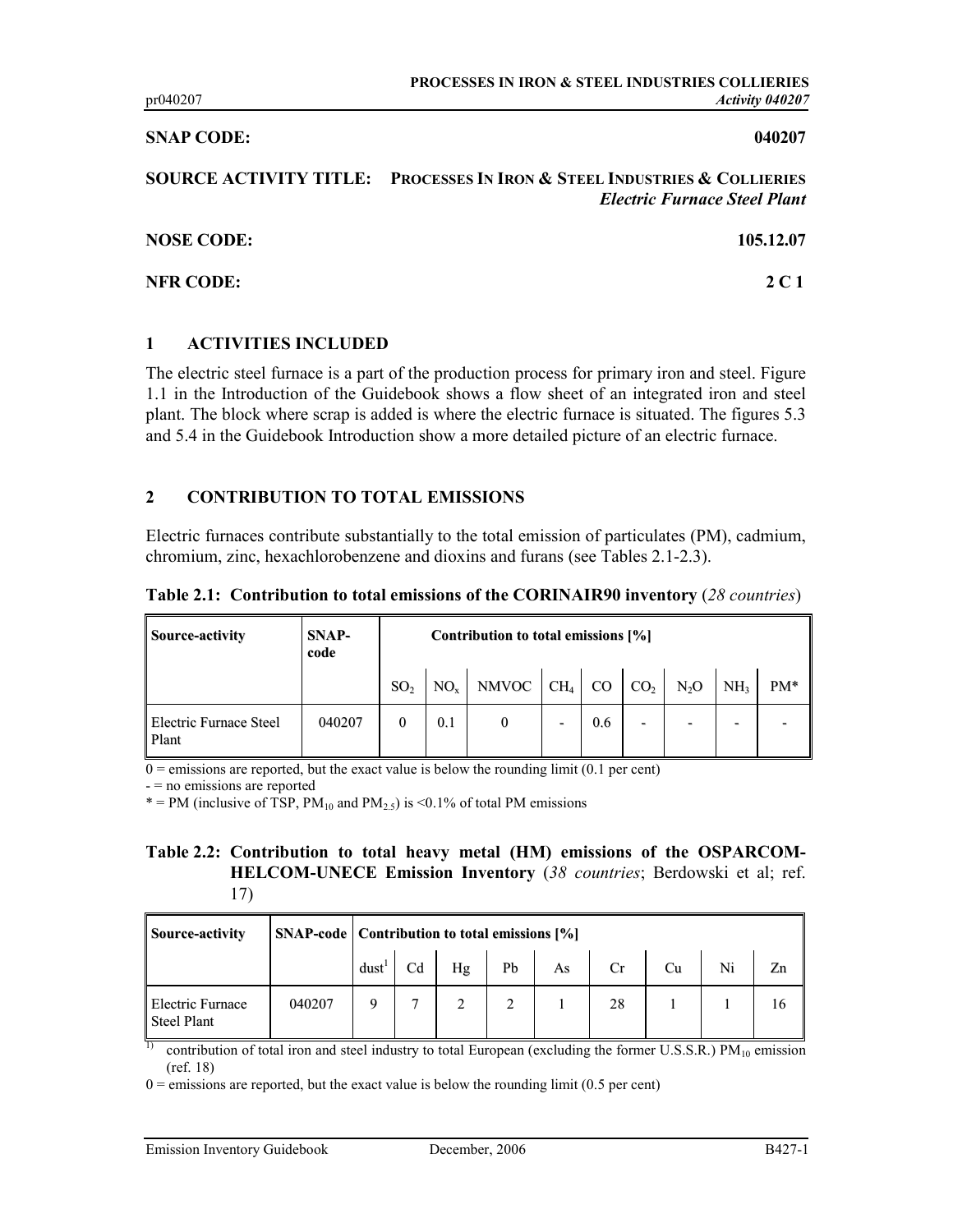**SNAP CODE:** **040207**

**SOURCE ACTIVITY TITLE:** **PROCESSES IN IRON & STEEL INDUSTRIES & COLLIERIES**
***Electric Furnace Steel Plant***

**NOSE CODE:** **105.12.07**

**NFR CODE:** **2 C 1**

## 1 ACTIVITIES INCLUDED

The electric steel furnace is a part of the production process for primary iron and steel. Figure 1.1 in the Introduction of the Guidebook shows a flow sheet of an integrated iron and steel plant. The block where scrap is added is where the electric furnace is situated. The figures 5.3 and 5.4 in the Guidebook Introduction show a more detailed picture of an electric furnace.

## 2 CONTRIBUTION TO TOTAL EMISSIONS

Electric furnaces contribute substantially to the total emission of particulates (PM), cadmium, chromium, zinc, hexachlorobenzene and dioxins and furans (see Tables 2.1-2.3).

**Table 2.1: Contribution to total emissions of the CORINAIR90 inventory** (*28 countries*)

| Source-activity | SNAP-code | Contribution to total emissions [%] | | | | | | | | |
|---|---|---|---|---|---|---|---|---|---|---|
| | | $SO_2$ | $NO_x$ | NMVOC | $CH_4$ | CO | $CO_2$ | $N_2O$ | $NH_3$ | PM* |
| Electric Furnace Steel Plant | 040207 | 0 | 0.1 | 0 | - | 0.6 | - | - | - | - |

0 = emissions are reported, but the exact value is below the rounding limit (0.1 per cent)

\- = no emissions are reported

\* = PM (inclusive of TSP, $PM_{10}$ and $PM_{2.5}$) is <0.1% of total PM emissions

**Table 2.2: Contribution to total heavy metal (HM) emissions of the OSPARCOM-HELCOM-UNECE Emission Inventory** (*38 countries*; Berdowski et al; ref. 17)

| Source-activity | SNAP-code | Contribution to total emissions [%] | | | | | | | | |
|---|---|---|---|---|---|---|---|---|---|---|
| | | dust[1] | Cd | Hg | Pb | As | Cr | Cu | Ni | Zn |
| Electric Furnace Steel Plant | 040207 | 9 | 7 | 2 | 2 | 1 | 28 | 1 | 1 | 16 |

[1] contribution of total iron and steel industry to total European (excluding the former U.S.S.R.) $PM_{10}$ emission (ref. 18)

0 = emissions are reported, but the exact value is below the rounding limit (0.5 per cent)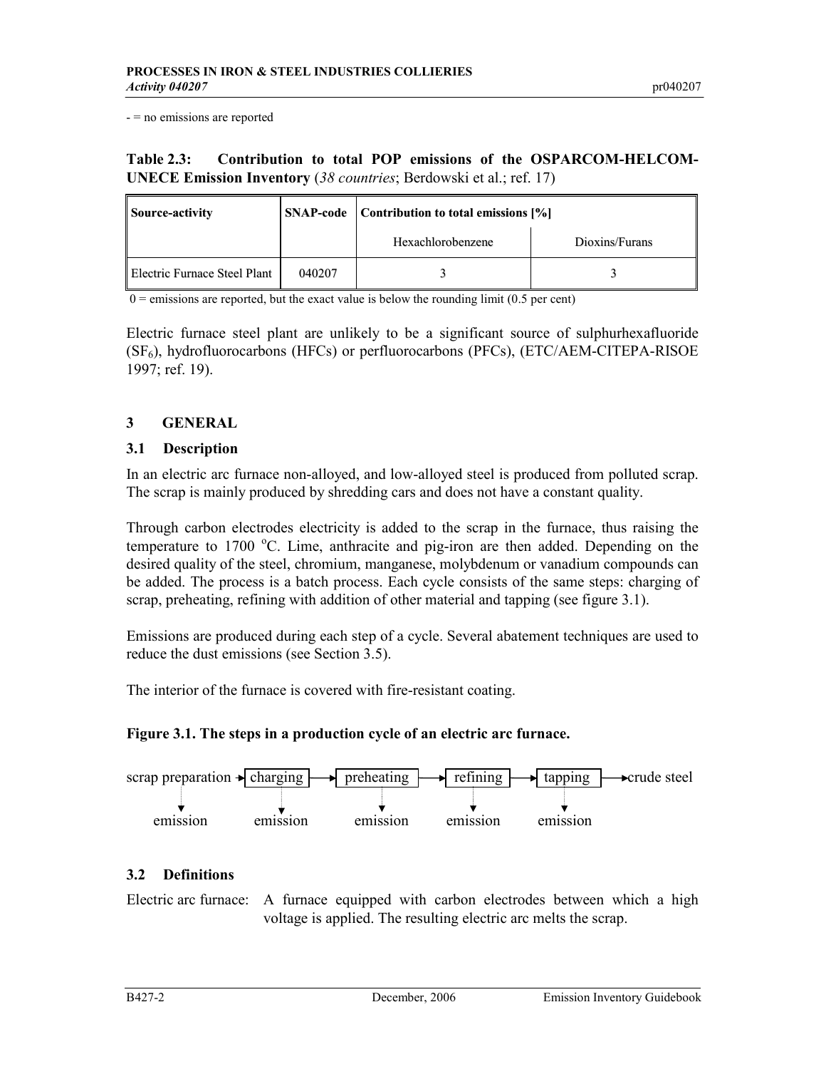- = no emissions are reported

**Table 2.3: Contribution to total POP emissions of the OSPARCOM-HELCOM-UNECE Emission Inventory** (*38 countries*; Berdowski et al.; ref. 17)

| Source-activity | SNAP-code | Contribution to total emissions [%] | |
|---|---|---|---|
| | | Hexachlorobenzene | Dioxins/Furans |
| Electric Furnace Steel Plant | 040207 | 3 | 3 |

0 = emissions are reported, but the exact value is below the rounding limit (0.5 per cent)

Electric furnace steel plant are unlikely to be a significant source of sulphurhexafluoride ($SF_6$), hydrofluorocarbons (HFCs) or perfluorocarbons (PFCs), (ETC/AEM-CITEPA-RISOE 1997; ref. 19).

## 3 GENERAL

### 3.1 Description

In an electric arc furnace non-alloyed, and low-alloyed steel is produced from polluted scrap. The scrap is mainly produced by shredding cars and does not have a constant quality.

Through carbon electrodes electricity is added to the scrap in the furnace, thus raising the temperature to 1700 °C. Lime, anthracite and pig-iron are then added. Depending on the desired quality of the steel, chromium, manganese, molybdenum or vanadium compounds can be added. The process is a batch process. Each cycle consists of the same steps: charging of scrap, preheating, refining with addition of other material and tapping (see figure 3.1).

Emissions are produced during each step of a cycle. Several abatement techniques are used to reduce the dust emissions (see Section 3.5).

The interior of the furnace is covered with fire-resistant coating.

**Figure 3.1. The steps in a production cycle of an electric arc furnace.**

```
scrap preparation → [charging] → [preheating] → [refining] → [tapping] → crude steel
       ↓                ↓              ↓             ↓            ↓
    emission         emission       emission      emission     emission
```

### 3.2 Definitions

Electric arc furnace: A furnace equipped with carbon electrodes between which a high voltage is applied. The resulting electric arc melts the scrap.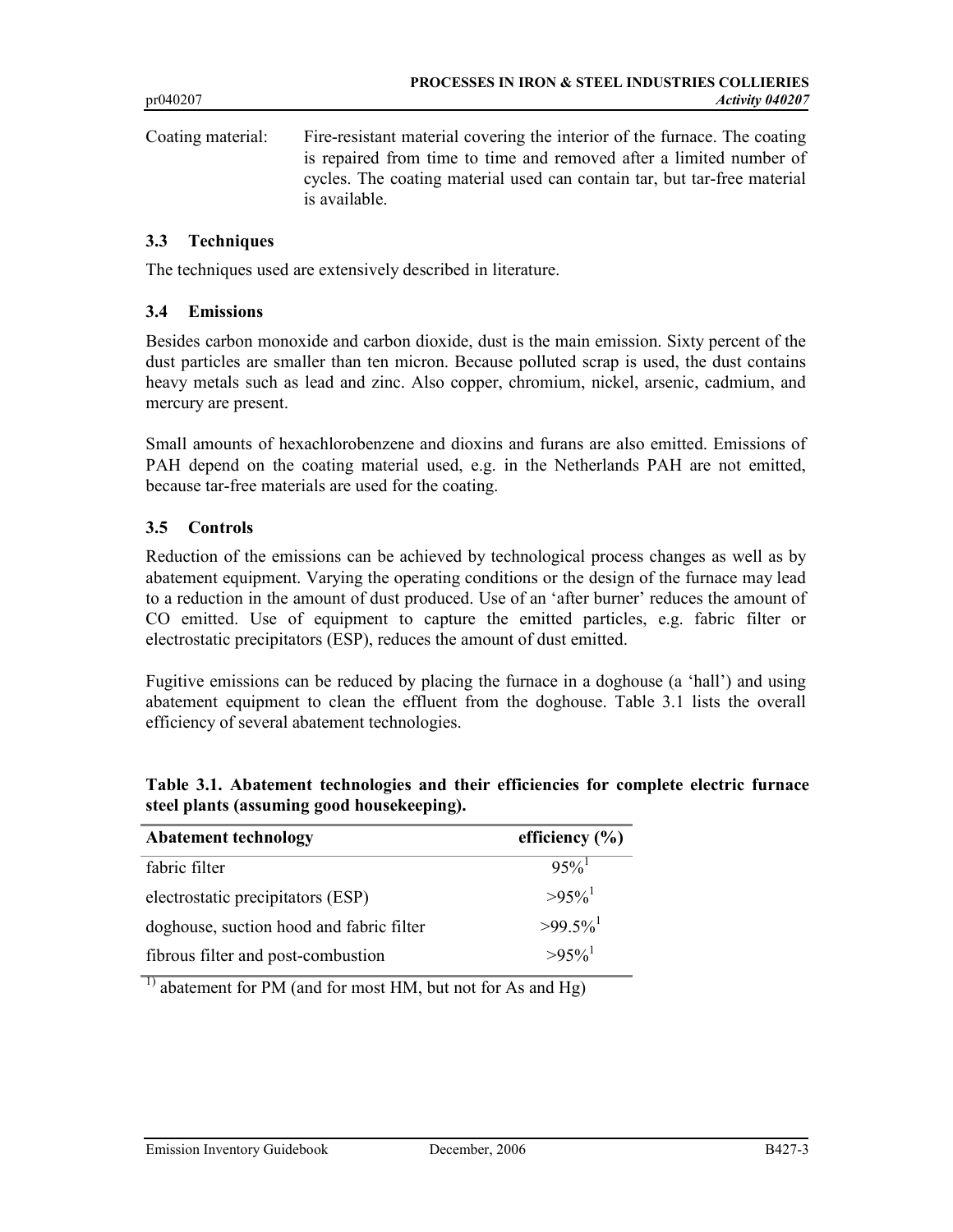Coating material: Fire-resistant material covering the interior of the furnace. The coating is repaired from time to time and removed after a limited number of cycles. The coating material used can contain tar, but tar-free material is available.

### 3.3 Techniques

The techniques used are extensively described in literature.

### 3.4 Emissions

Besides carbon monoxide and carbon dioxide, dust is the main emission. Sixty percent of the dust particles are smaller than ten micron. Because polluted scrap is used, the dust contains heavy metals such as lead and zinc. Also copper, chromium, nickel, arsenic, cadmium, and mercury are present.

Small amounts of hexachlorobenzene and dioxins and furans are also emitted. Emissions of PAH depend on the coating material used, e.g. in the Netherlands PAH are not emitted, because tar-free materials are used for the coating.

### 3.5 Controls

Reduction of the emissions can be achieved by technological process changes as well as by abatement equipment. Varying the operating conditions or the design of the furnace may lead to a reduction in the amount of dust produced. Use of an 'after burner' reduces the amount of CO emitted. Use of equipment to capture the emitted particles, e.g. fabric filter or electrostatic precipitators (ESP), reduces the amount of dust emitted.

Fugitive emissions can be reduced by placing the furnace in a doghouse (a 'hall') and using abatement equipment to clean the effluent from the doghouse. Table 3.1 lists the overall efficiency of several abatement technologies.

**Table 3.1. Abatement technologies and their efficiencies for complete electric furnace steel plants (assuming good housekeeping).**

| Abatement technology | efficiency (%) |
|---|---|
| fabric filter | 95%[1] |
| electrostatic precipitators (ESP) | >95%[1] |
| doghouse, suction hood and fabric filter | >99.5%[1] |
| fibrous filter and post-combustion | >95%[1] |

[1]) abatement for PM (and for most HM, but not for As and Hg)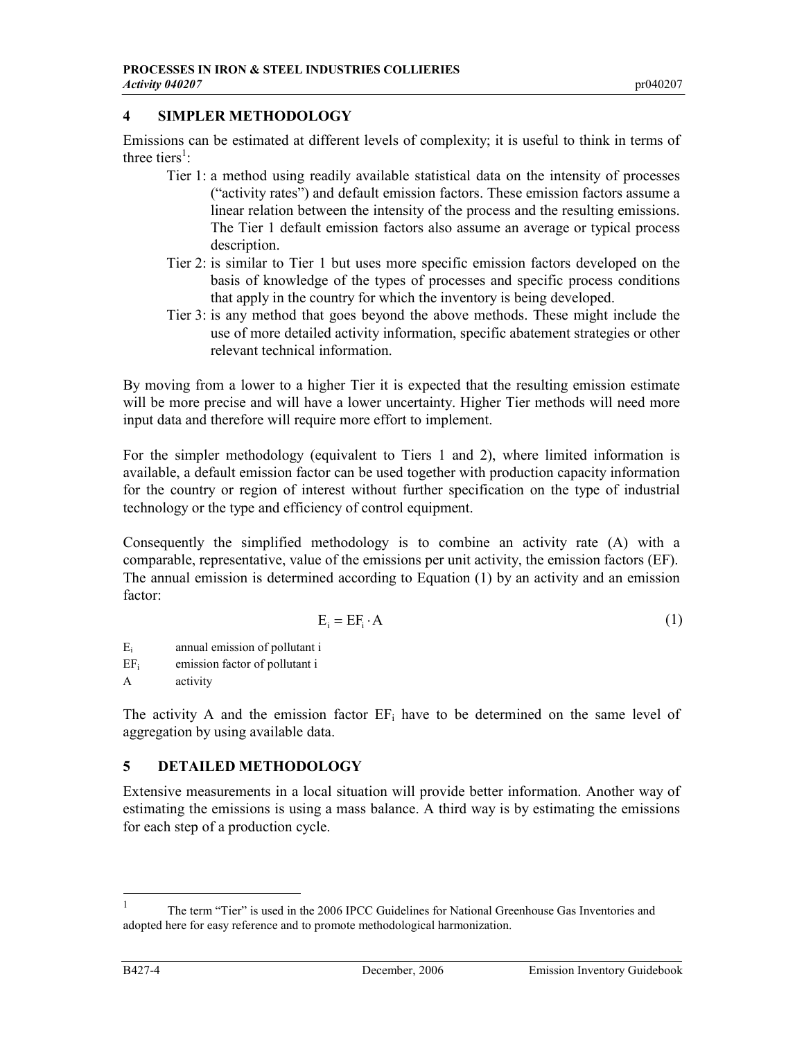## 4 SIMPLER METHODOLOGY

Emissions can be estimated at different levels of complexity; it is useful to think in terms of three tiers[1]:

- Tier 1: a method using readily available statistical data on the intensity of processes ("activity rates") and default emission factors. These emission factors assume a linear relation between the intensity of the process and the resulting emissions. The Tier 1 default emission factors also assume an average or typical process description.
- Tier 2: is similar to Tier 1 but uses more specific emission factors developed on the basis of knowledge of the types of processes and specific process conditions that apply in the country for which the inventory is being developed.
- Tier 3: is any method that goes beyond the above methods. These might include the use of more detailed activity information, specific abatement strategies or other relevant technical information.

By moving from a lower to a higher Tier it is expected that the resulting emission estimate will be more precise and will have a lower uncertainty. Higher Tier methods will need more input data and therefore will require more effort to implement.

For the simpler methodology (equivalent to Tiers 1 and 2), where limited information is available, a default emission factor can be used together with production capacity information for the country or region of interest without further specification on the type of industrial technology or the type and efficiency of control equipment.

Consequently the simplified methodology is to combine an activity rate (A) with a comparable, representative, value of the emissions per unit activity, the emission factors (EF). The annual emission is determined according to Equation (1) by an activity and an emission factor:

$$E_i = EF_i \cdot A \tag{1}$$

$E_i$ annual emission of pollutant i

$EF_i$ emission factor of pollutant i

A activity

The activity A and the emission factor $EF_i$ have to be determined on the same level of aggregation by using available data.

## 5 DETAILED METHODOLOGY

Extensive measurements in a local situation will provide better information. Another way of estimating the emissions is using a mass balance. A third way is by estimating the emissions for each step of a production cycle.

[1] The term "Tier" is used in the 2006 IPCC Guidelines for National Greenhouse Gas Inventories and adopted here for easy reference and to promote methodological harmonization.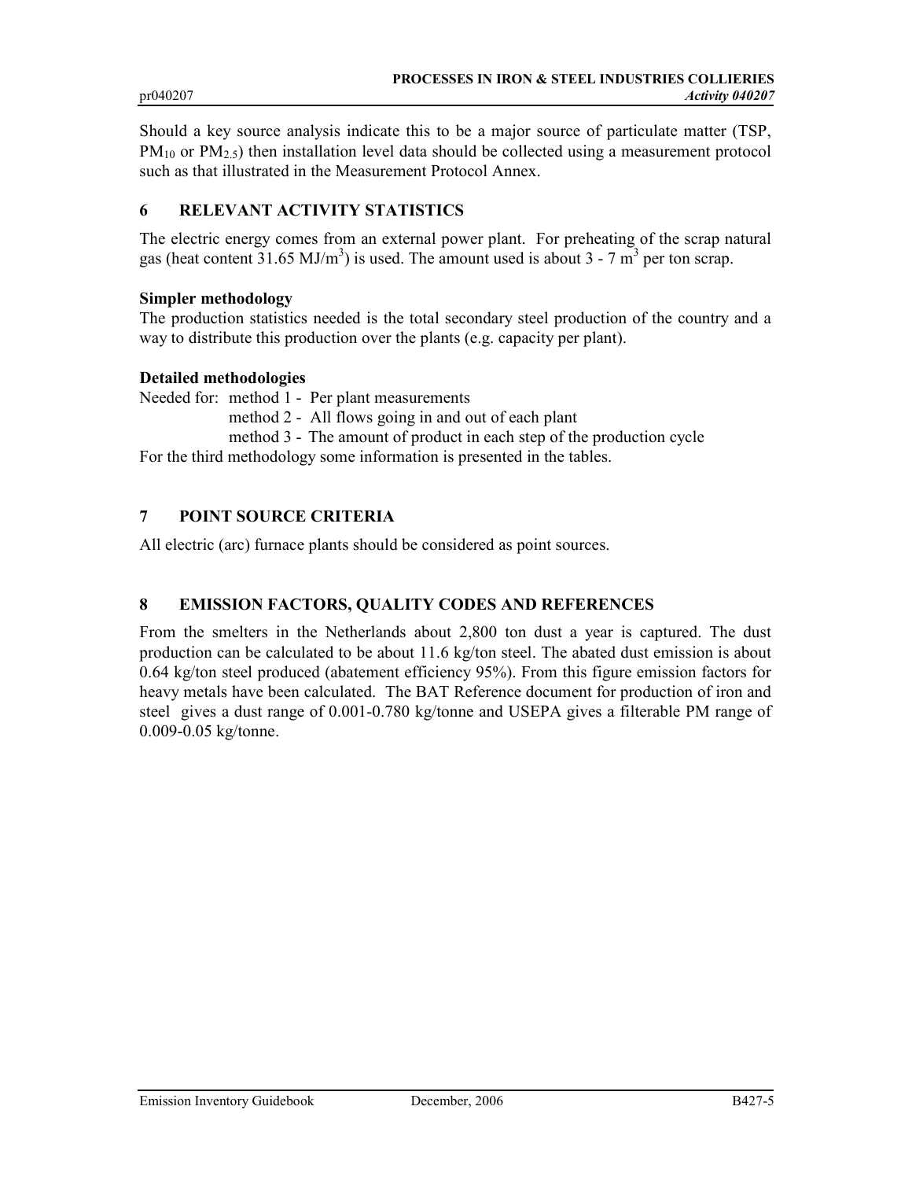Should a key source analysis indicate this to be a major source of particulate matter (TSP, $PM_{10}$ or $PM_{2.5}$) then installation level data should be collected using a measurement protocol such as that illustrated in the Measurement Protocol Annex.

## 6 RELEVANT ACTIVITY STATISTICS

The electric energy comes from an external power plant. For preheating of the scrap natural gas (heat content 31.65 $MJ/m^3$) is used. The amount used is about 3 - 7 $m^3$ per ton scrap.

**Simpler methodology**

The production statistics needed is the total secondary steel production of the country and a way to distribute this production over the plants (e.g. capacity per plant).

**Detailed methodologies**

Needed for: method 1 - Per plant measurements
method 2 - All flows going in and out of each plant
method 3 - The amount of product in each step of the production cycle

For the third methodology some information is presented in the tables.

## 7 POINT SOURCE CRITERIA

All electric (arc) furnace plants should be considered as point sources.

## 8 EMISSION FACTORS, QUALITY CODES AND REFERENCES

From the smelters in the Netherlands about 2,800 ton dust a year is captured. The dust production can be calculated to be about 11.6 kg/ton steel. The abated dust emission is about 0.64 kg/ton steel produced (abatement efficiency 95%). From this figure emission factors for heavy metals have been calculated. The BAT Reference document for production of iron and steel gives a dust range of 0.001-0.780 kg/tonne and USEPA gives a filterable PM range of 0.009-0.05 kg/tonne.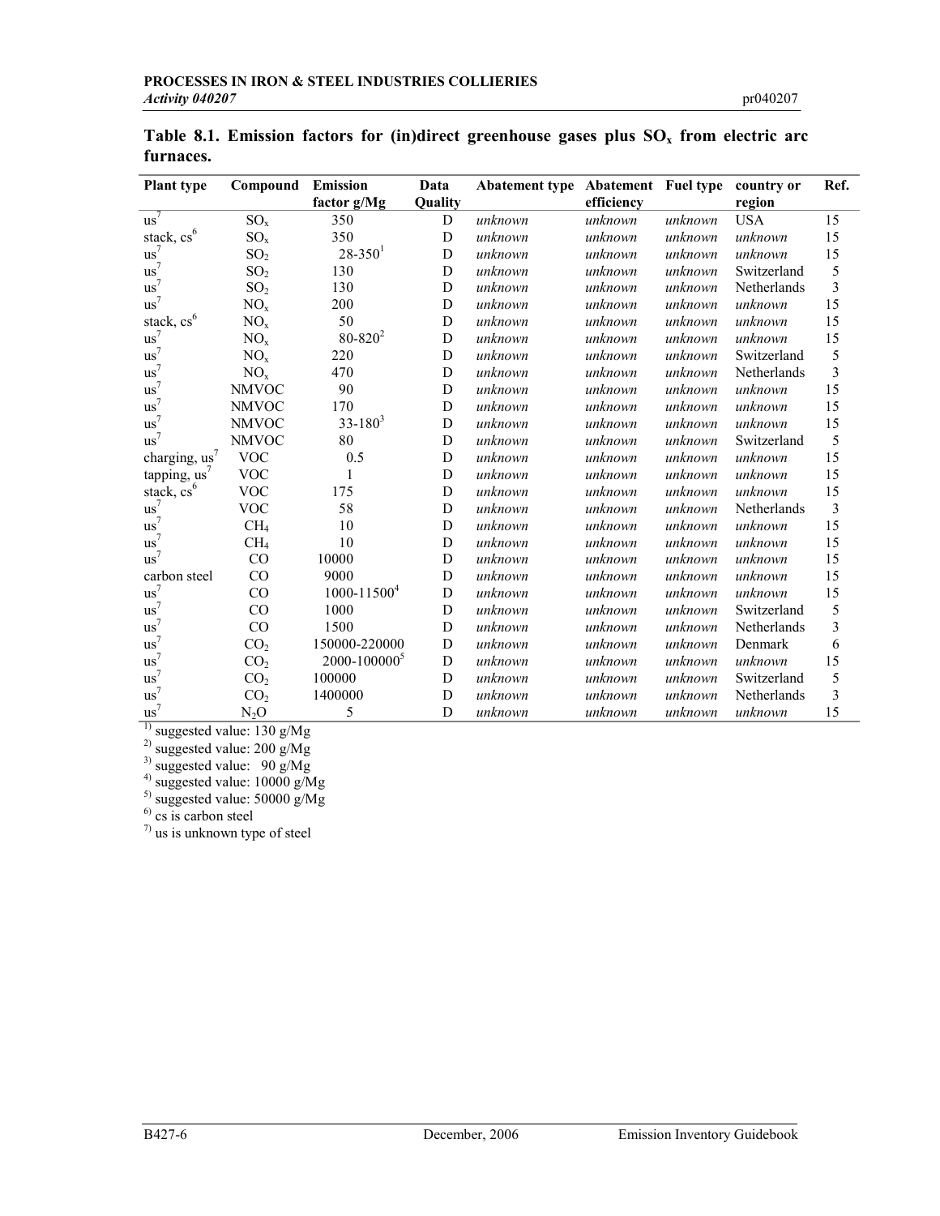**Table 8.1. Emission factors for (in)direct greenhouse gases plus $SO_x$ from electric arc furnaces.**

| Plant type | Compound | Emission factor g/Mg | Data Quality | Abatement type | Abatement efficiency | Fuel type | country or region | Ref. |
|---|---|---|---|---|---|---|---|---|
| us[7] | $SO_x$ | 350 | D | *unknown* | *unknown* | *unknown* | USA | 15 |
| stack, cs[6] | $SO_x$ | 350 | D | *unknown* | *unknown* | *unknown* | *unknown* | 15 |
| us[7] | $SO_2$ | 28-350[1] | D | *unknown* | *unknown* | *unknown* | *unknown* | 15 |
| us[7] | $SO_2$ | 130 | D | *unknown* | *unknown* | *unknown* | Switzerland | 5 |
| us[7] | $SO_2$ | 130 | D | *unknown* | *unknown* | *unknown* | Netherlands | 3 |
| us[7] | $NO_x$ | 200 | D | *unknown* | *unknown* | *unknown* | *unknown* | 15 |
| stack, cs[6] | $NO_x$ | 50 | D | *unknown* | *unknown* | *unknown* | *unknown* | 15 |
| us[7] | $NO_x$ | 80-820[2] | D | *unknown* | *unknown* | *unknown* | *unknown* | 15 |
| us[7] | $NO_x$ | 220 | D | *unknown* | *unknown* | *unknown* | Switzerland | 5 |
| us[7] | $NO_x$ | 470 | D | *unknown* | *unknown* | *unknown* | Netherlands | 3 |
| us[7] | NMVOC | 90 | D | *unknown* | *unknown* | *unknown* | *unknown* | 15 |
| us[7] | NMVOC | 170 | D | *unknown* | *unknown* | *unknown* | *unknown* | 15 |
| us[7] | NMVOC | 33-180[3] | D | *unknown* | *unknown* | *unknown* | *unknown* | 15 |
| us[7] | NMVOC | 80 | D | *unknown* | *unknown* | *unknown* | Switzerland | 5 |
| charging, us[7] | VOC | 0.5 | D | *unknown* | *unknown* | *unknown* | *unknown* | 15 |
| tapping, us[7] | VOC | 1 | D | *unknown* | *unknown* | *unknown* | *unknown* | 15 |
| stack, cs[6] | VOC | 175 | D | *unknown* | *unknown* | *unknown* | *unknown* | 15 |
| us[7] | VOC | 58 | D | *unknown* | *unknown* | *unknown* | Netherlands | 3 |
| us[7] | $CH_4$ | 10 | D | *unknown* | *unknown* | *unknown* | *unknown* | 15 |
| us[7] | $CH_4$ | 10 | D | *unknown* | *unknown* | *unknown* | *unknown* | 15 |
| us[7] | CO | 10000 | D | *unknown* | *unknown* | *unknown* | *unknown* | 15 |
| carbon steel | CO | 9000 | D | *unknown* | *unknown* | *unknown* | *unknown* | 15 |
| us[7] | CO | 1000-11500[4] | D | *unknown* | *unknown* | *unknown* | *unknown* | 15 |
| us[7] | CO | 1000 | D | *unknown* | *unknown* | *unknown* | Switzerland | 5 |
| us[7] | CO | 1500 | D | *unknown* | *unknown* | *unknown* | Netherlands | 3 |
| us[7] | $CO_2$ | 150000-220000 | D | *unknown* | *unknown* | *unknown* | Denmark | 6 |
| us[7] | $CO_2$ | 2000-100000[5] | D | *unknown* | *unknown* | *unknown* | *unknown* | 15 |
| us[7] | $CO_2$ | 100000 | D | *unknown* | *unknown* | *unknown* | Switzerland | 5 |
| us[7] | $CO_2$ | 1400000 | D | *unknown* | *unknown* | *unknown* | Netherlands | 3 |
| us[7] | $N_2O$ | 5 | D | *unknown* | *unknown* | *unknown* | *unknown* | 15 |

[1] suggested value: 130 g/Mg
[2] suggested value: 200 g/Mg
[3] suggested value: 90 g/Mg
[4] suggested value: 10000 g/Mg
[5] suggested value: 50000 g/Mg
[6] cs is carbon steel
[7] us is unknown type of steel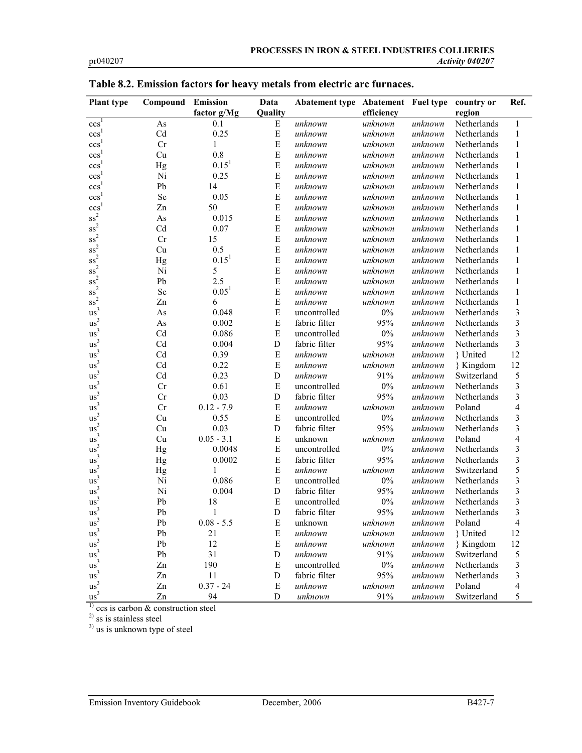**Table 8.2. Emission factors for heavy metals from electric arc furnaces.**

| Plant type | Compound | Emission factor g/Mg | Data Quality | Abatement type | Abatement efficiency | Fuel type | country or region | Ref. |
|---|---|---|---|---|---|---|---|---|
| ccs[1] | As | 0.1 | E | *unknown* | *unknown* | *unknown* | Netherlands | 1 |
| ccs[1] | Cd | 0.25 | E | *unknown* | *unknown* | *unknown* | Netherlands | 1 |
| ccs[1] | Cr | 1 | E | *unknown* | *unknown* | *unknown* | Netherlands | 1 |
| ccs[1] | Cu | 0.8 | E | *unknown* | *unknown* | *unknown* | Netherlands | 1 |
| ccs[1] | Hg | 0.15[1] | E | *unknown* | *unknown* | *unknown* | Netherlands | 1 |
| ccs[1] | Ni | 0.25 | E | *unknown* | *unknown* | *unknown* | Netherlands | 1 |
| ccs[1] | Pb | 14 | E | *unknown* | *unknown* | *unknown* | Netherlands | 1 |
| ccs[1] | Se | 0.05 | E | *unknown* | *unknown* | *unknown* | Netherlands | 1 |
| ccs[1] | Zn | 50 | E | *unknown* | *unknown* | *unknown* | Netherlands | 1 |
| ss[2] | As | 0.015 | E | *unknown* | *unknown* | *unknown* | Netherlands | 1 |
| ss[2] | Cd | 0.07 | E | *unknown* | *unknown* | *unknown* | Netherlands | 1 |
| ss[2] | Cr | 15 | E | *unknown* | *unknown* | *unknown* | Netherlands | 1 |
| ss[2] | Cu | 0.5 | E | *unknown* | *unknown* | *unknown* | Netherlands | 1 |
| ss[2] | Hg | 0.15[1] | E | *unknown* | *unknown* | *unknown* | Netherlands | 1 |
| ss[2] | Ni | 5 | E | *unknown* | *unknown* | *unknown* | Netherlands | 1 |
| ss[2] | Pb | 2.5 | E | *unknown* | *unknown* | *unknown* | Netherlands | 1 |
| ss[2] | Se | 0.05[1] | E | *unknown* | *unknown* | *unknown* | Netherlands | 1 |
| ss[2] | Zn | 6 | E | *unknown* | *unknown* | *unknown* | Netherlands | 1 |
| us[3] | As | 0.048 | E | uncontrolled | 0% | *unknown* | Netherlands | 3 |
| us[3] | As | 0.002 | E | fabric filter | 95% | *unknown* | Netherlands | 3 |
| us[3] | Cd | 0.086 | E | uncontrolled | 0% | *unknown* | Netherlands | 3 |
| us[3] | Cd | 0.004 | D | fabric filter | 95% | *unknown* | Netherlands | 3 |
| us[3] | Cd | 0.39 | E | *unknown* | *unknown* | *unknown* | } United | 12 |
| us[3] | Cd | 0.22 | E | *unknown* | *unknown* | *unknown* | } Kingdom | 12 |
| us[3] | Cd | 0.23 | D | *unknown* | 91% | *unknown* | Switzerland | 5 |
| us[3] | Cr | 0.61 | E | uncontrolled | 0% | *unknown* | Netherlands | 3 |
| us[3] | Cr | 0.03 | D | fabric filter | 95% | *unknown* | Netherlands | 3 |
| us[3] | Cr | 0.12 - 7.9 | E | *unknown* | *unknown* | *unknown* | Poland | 4 |
| us[3] | Cu | 0.55 | E | uncontrolled | 0% | *unknown* | Netherlands | 3 |
| us[3] | Cu | 0.03 | D | fabric filter | 95% | *unknown* | Netherlands | 3 |
| us[3] | Cu | 0.05 - 3.1 | E | unknown | *unknown* | *unknown* | Poland | 4 |
| us[3] | Hg | 0.0048 | E | uncontrolled | 0% | *unknown* | Netherlands | 3 |
| us[3] | Hg | 0.0002 | E | fabric filter | 95% | *unknown* | Netherlands | 3 |
| us[3] | Hg | 1 | E | *unknown* | *unknown* | *unknown* | Switzerland | 5 |
| us[3] | Ni | 0.086 | E | uncontrolled | 0% | *unknown* | Netherlands | 3 |
| us[3] | Ni | 0.004 | D | fabric filter | 95% | *unknown* | Netherlands | 3 |
| us[3] | Pb | 18 | E | uncontrolled | 0% | *unknown* | Netherlands | 3 |
| us[3] | Pb | 1 | D | fabric filter | 95% | *unknown* | Netherlands | 3 |
| us[3] | Pb | 0.08 - 5.5 | E | unknown | *unknown* | *unknown* | Poland | 4 |
| us[3] | Pb | 21 | E | *unknown* | *unknown* | *unknown* | } United | 12 |
| us[3] | Pb | 12 | E | *unknown* | *unknown* | *unknown* | } Kingdom | 12 |
| us[3] | Pb | 31 | D | *unknown* | 91% | *unknown* | Switzerland | 5 |
| us[3] | Zn | 190 | E | uncontrolled | 0% | *unknown* | Netherlands | 3 |
| us[3] | Zn | 11 | D | fabric filter | 95% | *unknown* | Netherlands | 3 |
| us[3] | Zn | 0.37 - 24 | E | *unknown* | *unknown* | *unknown* | Poland | 4 |
| us[3] | Zn | 94 | D | *unknown* | 91% | *unknown* | Switzerland | 5 |

[1] ccs is carbon & construction steel

[2] ss is stainless steel

[3] us is unknown type of steel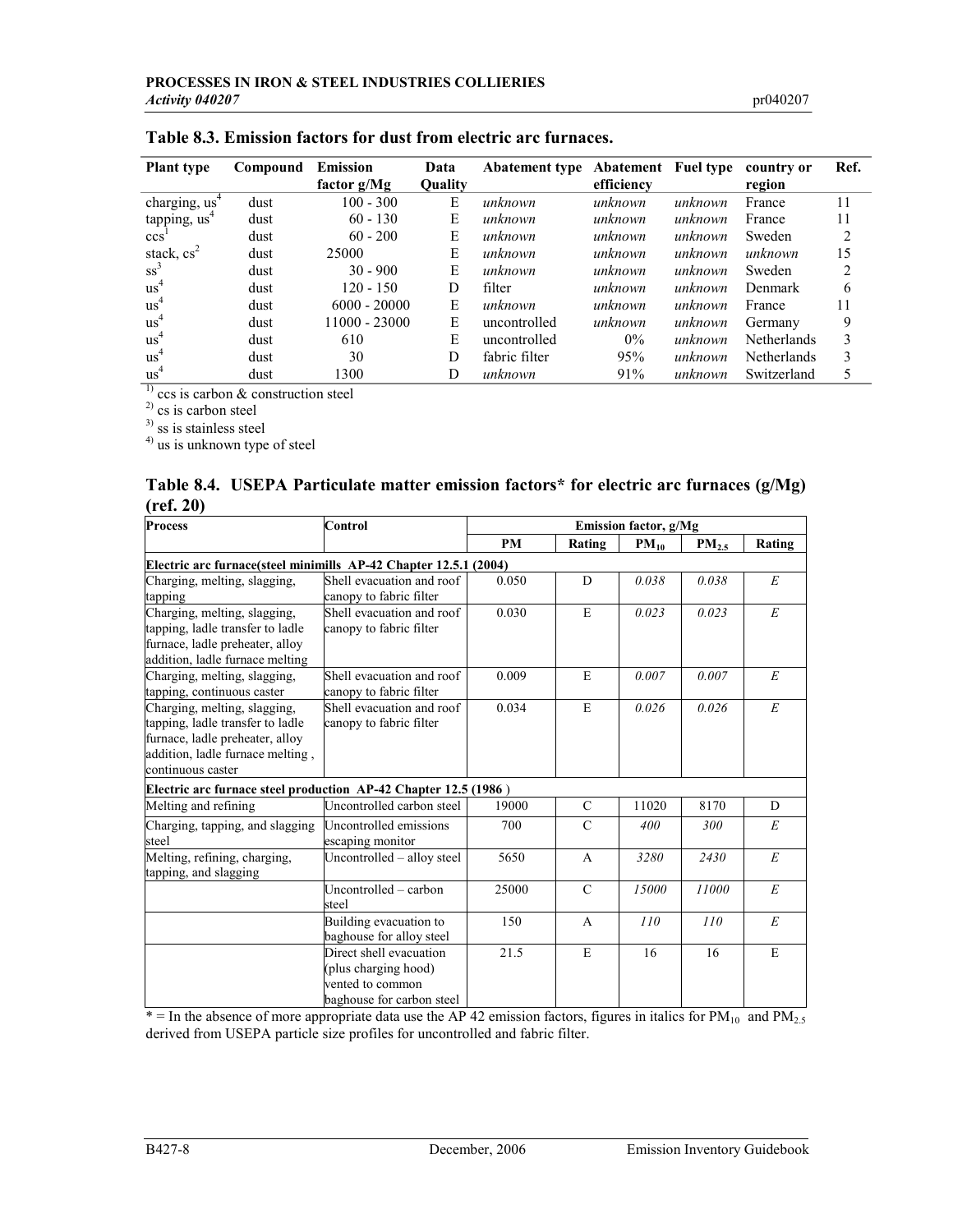### Table 8.3. Emission factors for dust from electric arc furnaces.

| Plant type | Compound | Emission factor g/Mg | Data Quality | Abatement type | Abatement efficiency | Fuel type | country or region | Ref. |
|---|---|---|---|---|---|---|---|---|
| charging, us[4] | dust | 100 - 300 | E | *unknown* | *unknown* | *unknown* | France | 11 |
| tapping, us[4] | dust | 60 - 130 | E | *unknown* | *unknown* | *unknown* | France | 11 |
| ccs[1] | dust | 60 - 200 | E | *unknown* | *unknown* | *unknown* | Sweden | 2 |
| stack, cs[2] | dust | 25000 | E | *unknown* | *unknown* | *unknown* | *unknown* | 15 |
| ss[3] | dust | 30 - 900 | E | *unknown* | *unknown* | *unknown* | Sweden | 2 |
| us[4] | dust | 120 - 150 | D | filter | *unknown* | *unknown* | Denmark | 6 |
| us[4] | dust | 6000 - 20000 | E | *unknown* | *unknown* | *unknown* | France | 11 |
| us[4] | dust | 11000 - 23000 | E | uncontrolled | *unknown* | *unknown* | Germany | 9 |
| us[4] | dust | 610 | E | uncontrolled | 0% | *unknown* | Netherlands | 3 |
| us[4] | dust | 30 | D | fabric filter | 95% | *unknown* | Netherlands | 3 |
| us[4] | dust | 1300 | D | *unknown* | 91% | *unknown* | Switzerland | 5 |

[1] ccs is carbon & construction steel
[2] cs is carbon steel
[3] ss is stainless steel
[4] us is unknown type of steel

### Table 8.4. USEPA Particulate matter emission factors* for electric arc furnaces (g/Mg) (ref. 20)

| Process | Control | Emission factor, g/Mg | | | | |
|---|---|---|---|---|---|---|
| | | PM | Rating | $PM_{10}$ | $PM_{2.5}$ | Rating |
| **Electric arc furnace(steel minimills AP-42 Chapter 12.5.1 (2004)** | | | | | | |
| Charging, melting, slagging, tapping | Shell evacuation and roof canopy to fabric filter | 0.050 | D | *0.038* | *0.038* | *E* |
| Charging, melting, slagging, tapping, ladle transfer to ladle furnace, ladle preheater, alloy addition, ladle furnace melting | Shell evacuation and roof canopy to fabric filter | 0.030 | E | *0.023* | *0.023* | *E* |
| Charging, melting, slagging, tapping, continuous caster | Shell evacuation and roof canopy to fabric filter | 0.009 | E | *0.007* | *0.007* | *E* |
| Charging, melting, slagging, tapping, ladle transfer to ladle furnace, ladle preheater, alloy addition, ladle furnace melting , continuous caster | Shell evacuation and roof canopy to fabric filter | 0.034 | E | *0.026* | *0.026* | *E* |
| **Electric arc furnace steel production AP-42 Chapter 12.5 (1986 )** | | | | | | |
| Melting and refining | Uncontrolled carbon steel | 19000 | C | 11020 | 8170 | D |
| Charging, tapping, and slagging steel | Uncontrolled emissions escaping monitor | 700 | C | *400* | *300* | *E* |
| Melting, refining, charging, tapping, and slagging | Uncontrolled – alloy steel | 5650 | A | *3280* | *2430* | *E* |
| | Uncontrolled – carbon steel | 25000 | C | *15000* | *11000* | *E* |
| | Building evacuation to baghouse for alloy steel | 150 | A | *110* | *110* | *E* |
| | Direct shell evacuation (plus charging hood) vented to common baghouse for carbon steel | 21.5 | E | 16 | 16 | E |

\* = In the absence of more appropriate data use the AP 42 emission factors, figures in italics for $PM_{10}$ and $PM_{2.5}$ derived from USEPA particle size profiles for uncontrolled and fabric filter.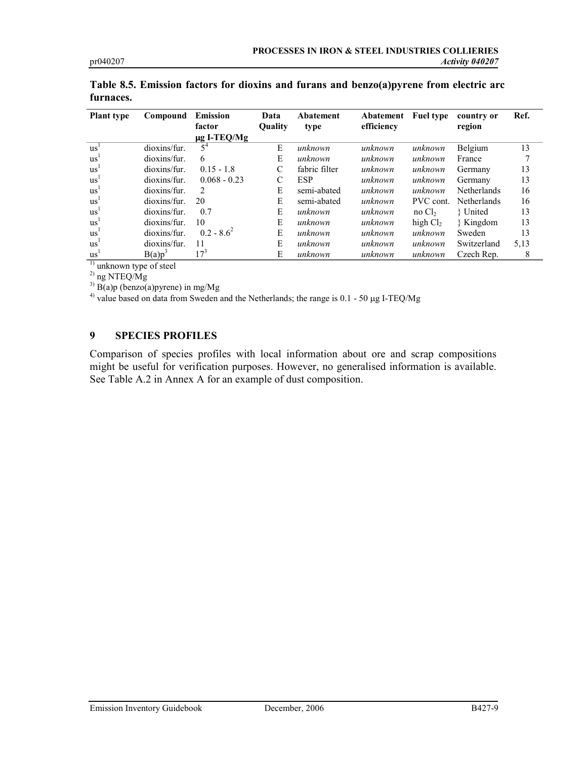**Table 8.5. Emission factors for dioxins and furans and benzo(a)pyrene from electric arc furnaces.**

| Plant type | Compound | Emission factor µg I-TEQ/Mg | Data Quality | Abatement type | Abatement efficiency | Fuel type | country or region | Ref. |
|---|---|---|---|---|---|---|---|---|
| us[1] | dioxins/fur. | 5[4] | E | *unknown* | *unknown* | *unknown* | Belgium | 13 |
| us[1] | dioxins/fur. | 6 | E | *unknown* | *unknown* | *unknown* | France | 7 |
| us[1] | dioxins/fur. | 0.15 - 1.8 | C | fabric filter | *unknown* | *unknown* | Germany | 13 |
| us[1] | dioxins/fur. | 0.068 - 0.23 | C | ESP | *unknown* | *unknown* | Germany | 13 |
| us[1] | dioxins/fur. | 2 | E | semi-abated | *unknown* | *unknown* | Netherlands | 16 |
| us[1] | dioxins/fur. | 20 | E | semi-abated | *unknown* | PVC cont. | Netherlands | 16 |
| us[1] | dioxins/fur. | 0.7 | E | *unknown* | *unknown* | no $Cl_2$ | } United | 13 |
| us[1] | dioxins/fur. | 10 | E | *unknown* | *unknown* | high $Cl_2$ | } Kingdom | 13 |
| us[1] | dioxins/fur. | 0.2 - 8.6[2] | E | *unknown* | *unknown* | *unknown* | Sweden | 13 |
| us[1] | dioxins/fur. | 11 | E | *unknown* | *unknown* | *unknown* | Switzerland | 5,13 |
| us[1] | B(a)p[3] | 17[3] | E | *unknown* | *unknown* | *unknown* | Czech Rep. | 8 |

[1)] unknown type of steel

[2)] ng NTEQ/Mg

[3)] B(a)p (benzo(a)pyrene) in mg/Mg

[4)] value based on data from Sweden and the Netherlands; the range is 0.1 - 50 µg I-TEQ/Mg

## 9 SPECIES PROFILES

Comparison of species profiles with local information about ore and scrap compositions might be useful for verification purposes. However, no generalised information is available. See Table A.2 in Annex A for an example of dust composition.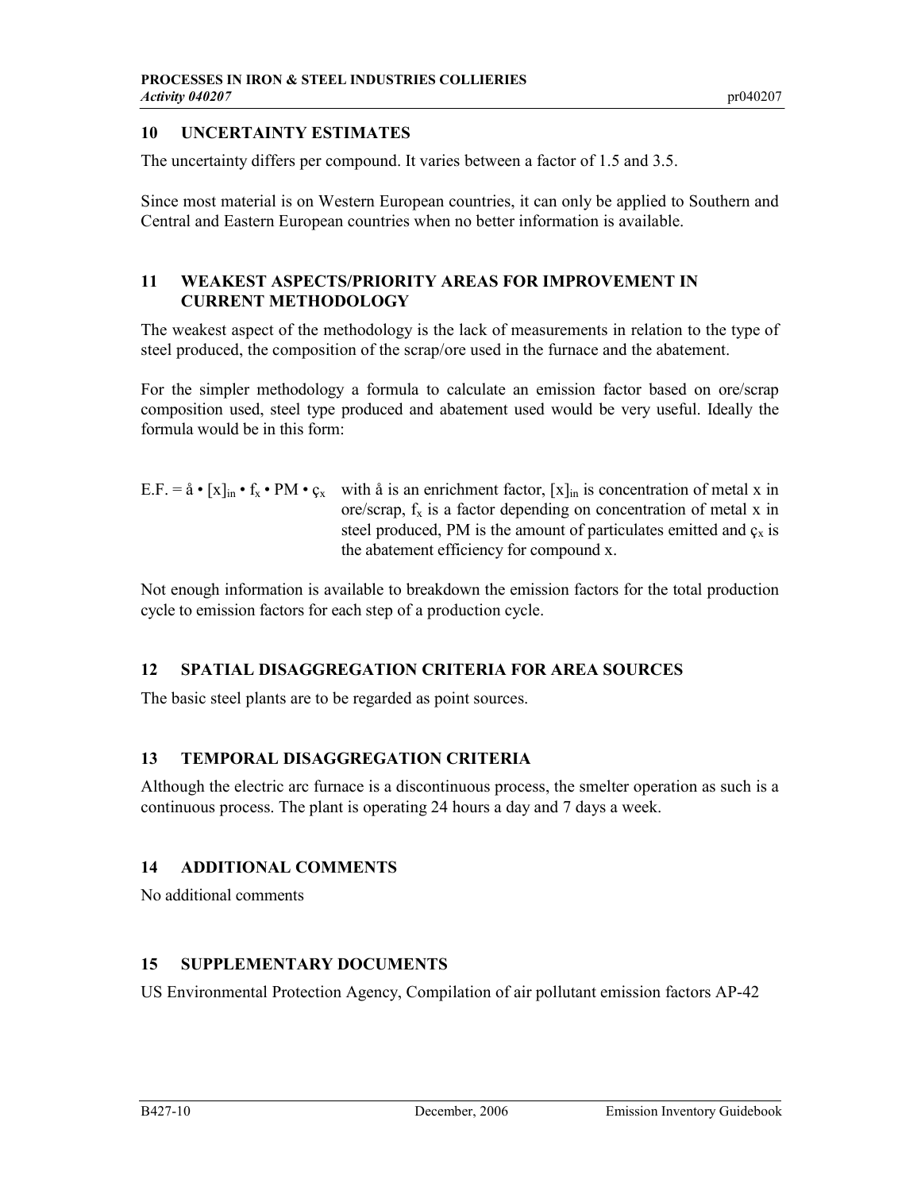## 10 UNCERTAINTY ESTIMATES

The uncertainty differs per compound. It varies between a factor of 1.5 and 3.5.

Since most material is on Western European countries, it can only be applied to Southern and Central and Eastern European countries when no better information is available.

## 11 WEAKEST ASPECTS/PRIORITY AREAS FOR IMPROVEMENT IN CURRENT METHODOLOGY

The weakest aspect of the methodology is the lack of measurements in relation to the type of steel produced, the composition of the scrap/ore used in the furnace and the abatement.

For the simpler methodology a formula to calculate an emission factor based on ore/scrap composition used, steel type produced and abatement used would be very useful. Ideally the formula would be in this form:

$E.F. = å \cdot [x]_{in} \cdot f_x \cdot PM \cdot ç_x$ with å is an enrichment factor, $[x]_{in}$ is concentration of metal x in ore/scrap, $f_x$ is a factor depending on concentration of metal x in steel produced, PM is the amount of particulates emitted and $ç_x$ is the abatement efficiency for compound x.

Not enough information is available to breakdown the emission factors for the total production cycle to emission factors for each step of a production cycle.

## 12 SPATIAL DISAGGREGATION CRITERIA FOR AREA SOURCES

The basic steel plants are to be regarded as point sources.

## 13 TEMPORAL DISAGGREGATION CRITERIA

Although the electric arc furnace is a discontinuous process, the smelter operation as such is a continuous process. The plant is operating 24 hours a day and 7 days a week.

## 14 ADDITIONAL COMMENTS

No additional comments

## 15 SUPPLEMENTARY DOCUMENTS

US Environmental Protection Agency, Compilation of air pollutant emission factors AP-42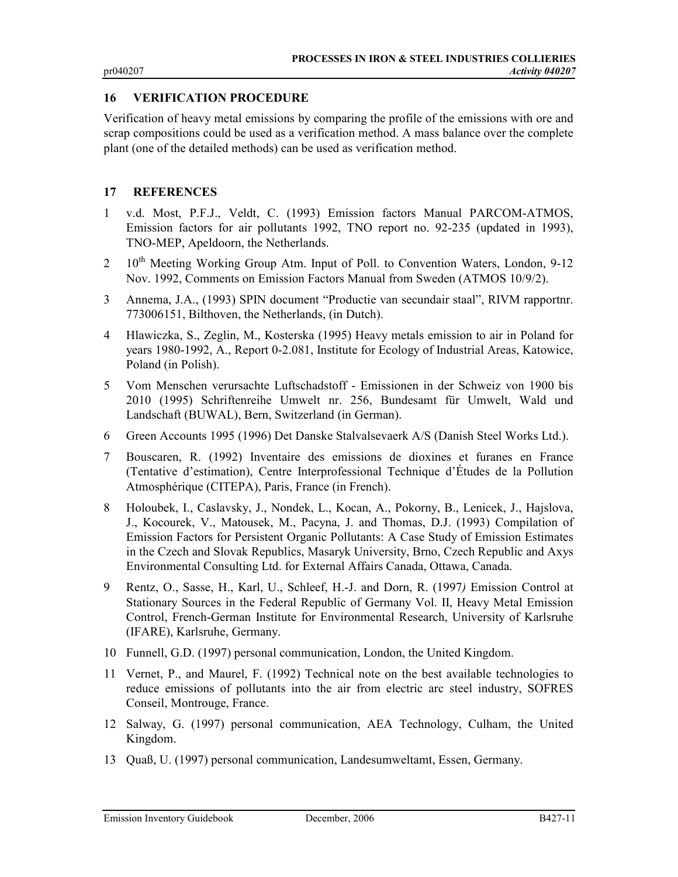## 16 VERIFICATION PROCEDURE

Verification of heavy metal emissions by comparing the profile of the emissions with ore and scrap compositions could be used as a verification method. A mass balance over the complete plant (one of the detailed methods) can be used as verification method.

## 17 REFERENCES

1. v.d. Most, P.F.J., Veldt, C. (1993) Emission factors Manual PARCOM-ATMOS, Emission factors for air pollutants 1992, TNO report no. 92-235 (updated in 1993), TNO-MEP, Apeldoorn, the Netherlands.
2. 10th Meeting Working Group Atm. Input of Poll. to Convention Waters, London, 9-12 Nov. 1992, Comments on Emission Factors Manual from Sweden (ATMOS 10/9/2).
3. Annema, J.A., (1993) SPIN document "Productie van secundair staal", RIVM rapportnr. 773006151, Bilthoven, the Netherlands, (in Dutch).
4. Hlawiczka, S., Zeglin, M., Kosterska (1995) Heavy metals emission to air in Poland for years 1980-1992, A., Report 0-2.081, Institute for Ecology of Industrial Areas, Katowice, Poland (in Polish).
5. Vom Menschen verursachte Luftschadstoff - Emissionen in der Schweiz von 1900 bis 2010 (1995) Schriftenreihe Umwelt nr. 256, Bundesamt für Umwelt, Wald und Landschaft (BUWAL), Bern, Switzerland (in German).
6. Green Accounts 1995 (1996) Det Danske Stalvalsevaerk A/S (Danish Steel Works Ltd.).
7. Bouscaren, R. (1992) Inventaire des emissions de dioxines et furanes en France (Tentative d'estimation), Centre Interprofessional Technique d'Études de la Pollution Atmosphérique (CITEPA), Paris, France (in French).
8. Holoubek, I., Caslavsky, J., Nondek, L., Kocan, A., Pokorny, B., Lenicek, J., Hajslova, J., Kocourek, V., Matousek, M., Pacyna, J. and Thomas, D.J. (1993) Compilation of Emission Factors for Persistent Organic Pollutants: A Case Study of Emission Estimates in the Czech and Slovak Republics, Masaryk University, Brno, Czech Republic and Axys Environmental Consulting Ltd. for External Affairs Canada, Ottawa, Canada.
9. Rentz, O., Sasse, H., Karl, U., Schleef, H.-J. and Dorn, R. (1997*)* Emission Control at Stationary Sources in the Federal Republic of Germany Vol. II, Heavy Metal Emission Control, French-German Institute for Environmental Research, University of Karlsruhe (IFARE), Karlsruhe, Germany.
10. Funnell, G.D. (1997) personal communication, London, the United Kingdom.
11. Vernet, P., and Maurel, F. (1992) Technical note on the best available technologies to reduce emissions of pollutants into the air from electric arc steel industry, SOFRES Conseil, Montrouge, France.
12. Salway, G. (1997) personal communication, AEA Technology, Culham, the United Kingdom.
13. Quaß, U. (1997) personal communication, Landesumweltamt, Essen, Germany.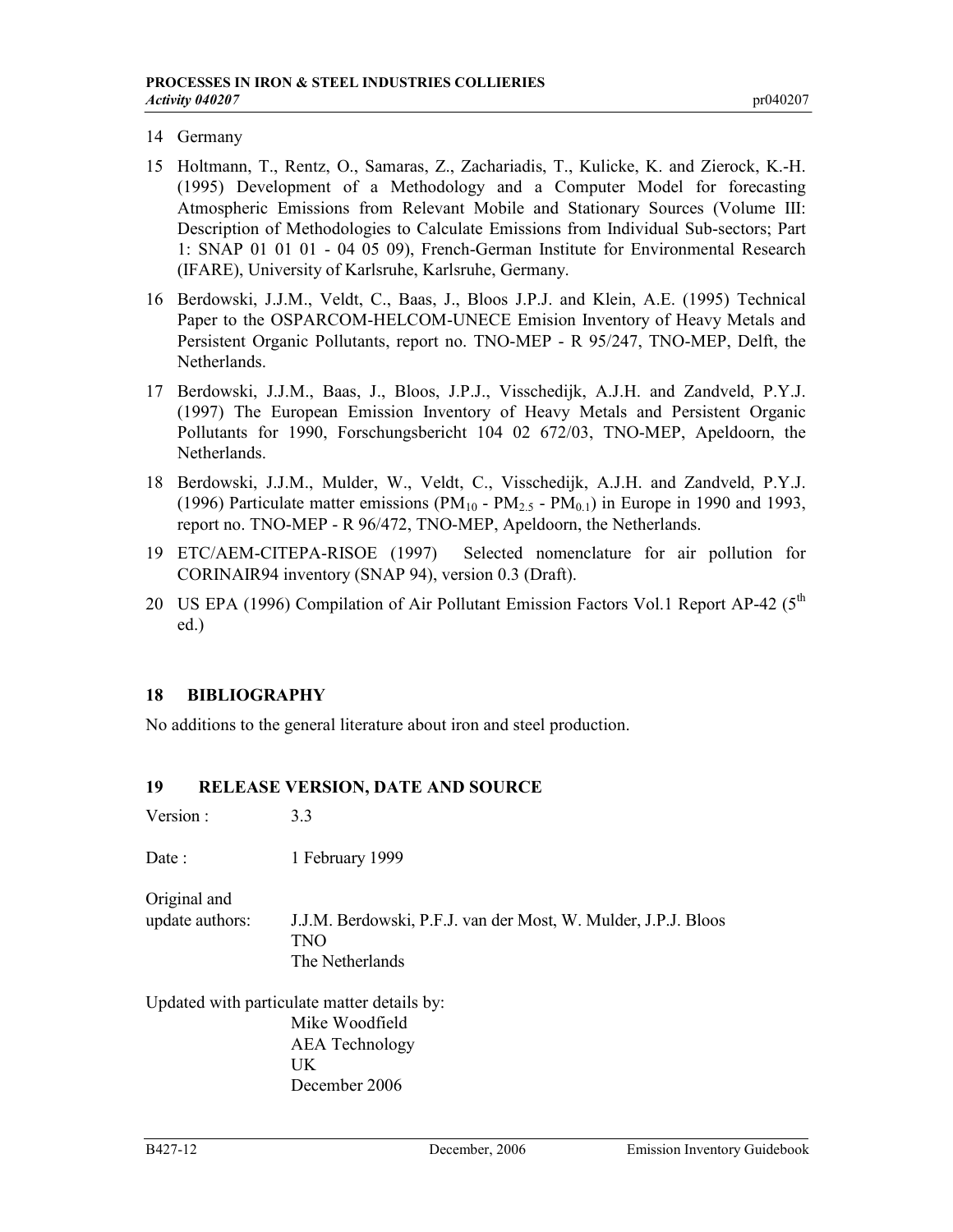14 Germany

15 Holtmann, T., Rentz, O., Samaras, Z., Zachariadis, T., Kulicke, K. and Zierock, K.-H. (1995) Development of a Methodology and a Computer Model for forecasting Atmospheric Emissions from Relevant Mobile and Stationary Sources (Volume III: Description of Methodologies to Calculate Emissions from Individual Sub-sectors; Part 1: SNAP 01 01 01 - 04 05 09), French-German Institute for Environmental Research (IFARE), University of Karlsruhe, Karlsruhe, Germany.

16 Berdowski, J.J.M., Veldt, C., Baas, J., Bloos J.P.J. and Klein, A.E. (1995) Technical Paper to the OSPARCOM-HELCOM-UNECE Emision Inventory of Heavy Metals and Persistent Organic Pollutants, report no. TNO-MEP - R 95/247, TNO-MEP, Delft, the Netherlands.

17 Berdowski, J.J.M., Baas, J., Bloos, J.P.J., Visschedijk, A.J.H. and Zandveld, P.Y.J. (1997) The European Emission Inventory of Heavy Metals and Persistent Organic Pollutants for 1990, Forschungsbericht 104 02 672/03, TNO-MEP, Apeldoorn, the Netherlands.

18 Berdowski, J.J.M., Mulder, W., Veldt, C., Visschedijk, A.J.H. and Zandveld, P.Y.J. (1996) Particulate matter emissions ($PM_{10}$ - $PM_{2.5}$ - $PM_{0.1}$) in Europe in 1990 and 1993, report no. TNO-MEP - R 96/472, TNO-MEP, Apeldoorn, the Netherlands.

19 ETC/AEM-CITEPA-RISOE (1997) Selected nomenclature for air pollution for CORINAIR94 inventory (SNAP 94), version 0.3 (Draft).

20 US EPA (1996) Compilation of Air Pollutant Emission Factors Vol.1 Report AP-42 (5$^{th}$ ed.)

## 18 BIBLIOGRAPHY

No additions to the general literature about iron and steel production.

## 19 RELEASE VERSION, DATE AND SOURCE

Version : 3.3

Date : 1 February 1999

Original and update authors: J.J.M. Berdowski, P.F.J. van der Most, W. Mulder, J.P.J. Bloos
TNO
The Netherlands

Updated with particulate matter details by:
Mike Woodfield
AEA Technology
UK
December 2006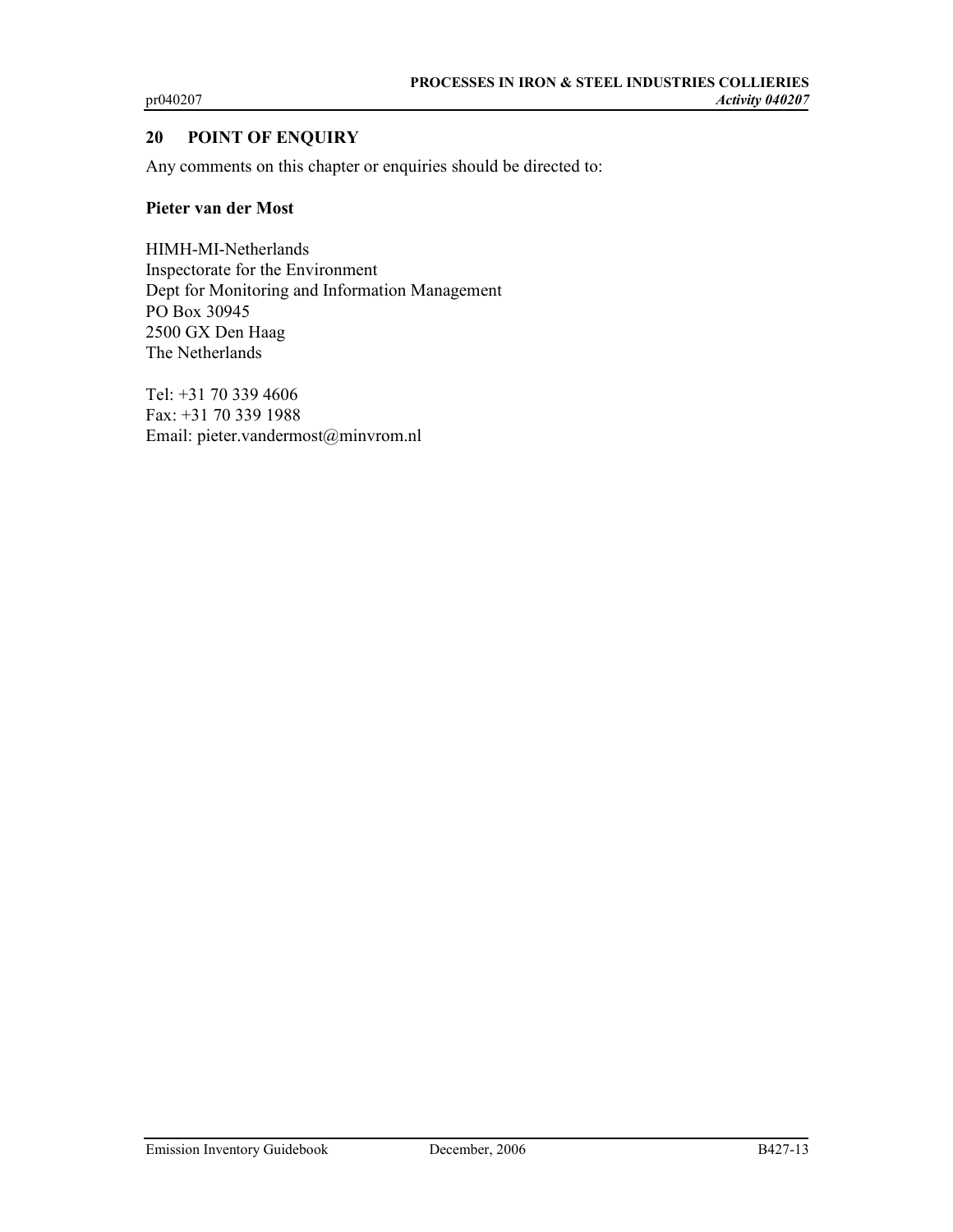## 20 POINT OF ENQUIRY

Any comments on this chapter or enquiries should be directed to:

**Pieter van der Most**

HIMH-MI-Netherlands
Inspectorate for the Environment
Dept for Monitoring and Information Management
PO Box 30945
2500 GX Den Haag
The Netherlands

Tel: +31 70 339 4606
Fax: +31 70 339 1988
Email: pieter.vandermost@minvrom.nl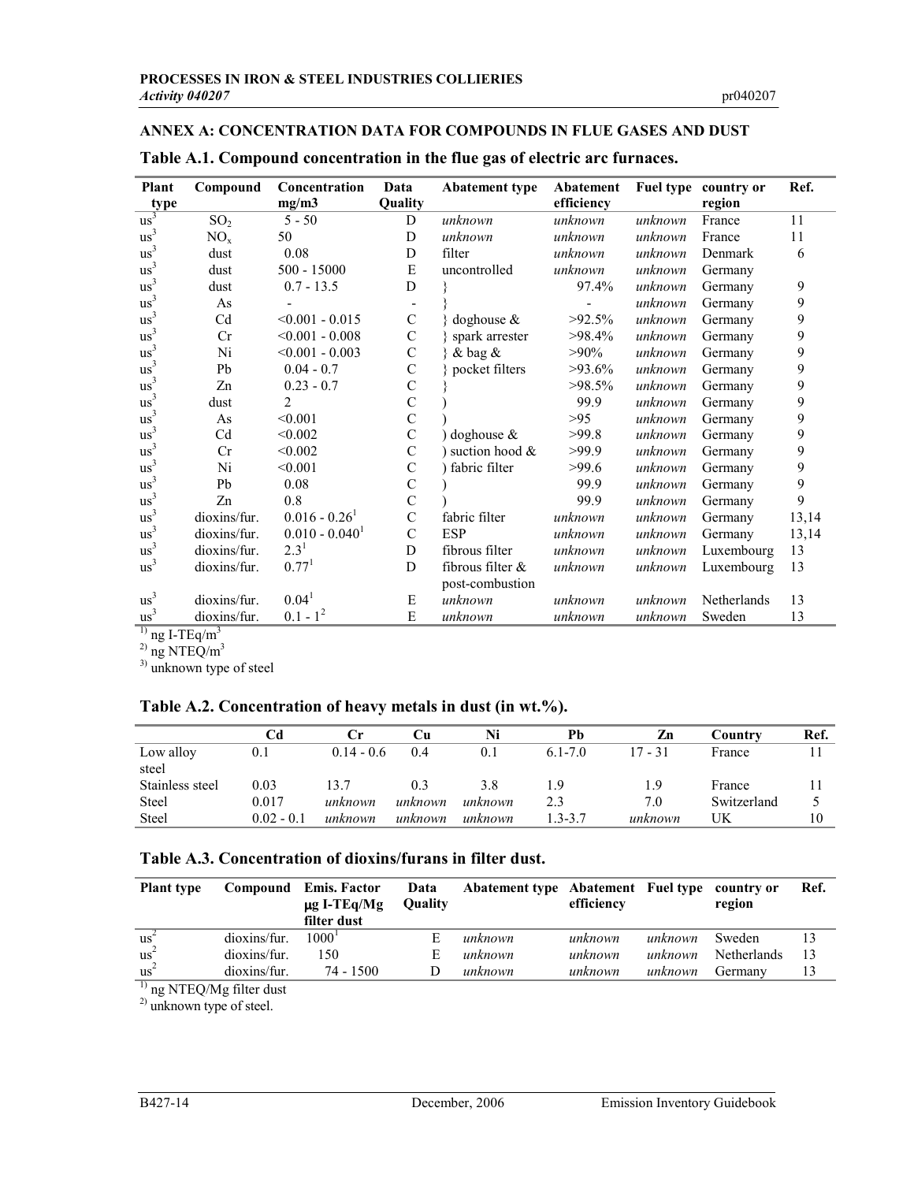## ANNEX A: CONCENTRATION DATA FOR COMPOUNDS IN FLUE GASES AND DUST

**Table A.1. Compound concentration in the flue gas of electric arc furnaces.**

| Plant type | Compound | Concentration mg/m3 | Data Quality | Abatement type | Abatement efficiency | Fuel type | country or region | Ref. |
|---|---|---|---|---|---|---|---|---|
| us[3] | $SO_2$ | 5 - 50 | D | *unknown* | *unknown* | *unknown* | France | 11 |
| us[3] | $NO_x$ | 50 | D | *unknown* | *unknown* | *unknown* | France | 11 |
| us[3] | dust | 0.08 | D | filter | *unknown* | *unknown* | Denmark | 6 |
| us[3] | dust | 500 - 15000 | E | uncontrolled | *unknown* | *unknown* | Germany | |
| us[3] | dust | 0.7 - 13.5 | D | } | 97.4% | *unknown* | Germany | 9 |
| us[3] | As | - | - | } | - | *unknown* | Germany | 9 |
| us[3] | Cd | <0.001 - 0.015 | C | } doghouse & | >92.5% | *unknown* | Germany | 9 |
| us[3] | Cr | <0.001 - 0.008 | C | } spark arrester | >98.4% | *unknown* | Germany | 9 |
| us[3] | Ni | <0.001 - 0.003 | C | } & bag & | >90% | *unknown* | Germany | 9 |
| us[3] | Pb | 0.04 - 0.7 | C | } pocket filters | >93.6% | *unknown* | Germany | 9 |
| us[3] | Zn | 0.23 - 0.7 | C | } | >98.5% | *unknown* | Germany | 9 |
| us[3] | dust | 2 | C | ) | 99.9 | *unknown* | Germany | 9 |
| us[3] | As | <0.001 | C | ) | >95 | *unknown* | Germany | 9 |
| us[3] | Cd | <0.002 | C | ) doghouse & | >99.8 | *unknown* | Germany | 9 |
| us[3] | Cr | <0.002 | C | ) suction hood & | >99.9 | *unknown* | Germany | 9 |
| us[3] | Ni | <0.001 | C | ) fabric filter | >99.6 | *unknown* | Germany | 9 |
| us[3] | Pb | 0.08 | C | ) | 99.9 | *unknown* | Germany | 9 |
| us[3] | Zn | 0.8 | C | ) | 99.9 | *unknown* | Germany | 9 |
| us[3] | dioxins/fur. | 0.016 - 0.26[1] | C | fabric filter | *unknown* | *unknown* | Germany | 13,14 |
| us[3] | dioxins/fur. | 0.010 - 0.040[1] | C | ESP | *unknown* | *unknown* | Germany | 13,14 |
| us[3] | dioxins/fur. | 2.3[1] | D | fibrous filter | *unknown* | *unknown* | Luxembourg | 13 |
| us[3] | dioxins/fur. | 0.77[1] | D | fibrous filter & post-combustion | *unknown* | *unknown* | Luxembourg | 13 |
| us[3] | dioxins/fur. | 0.04[1] | E | *unknown* | *unknown* | *unknown* | Netherlands | 13 |
| us[3] | dioxins/fur. | 0.1 - 1[2] | E | *unknown* | *unknown* | *unknown* | Sweden | 13 |

1) ng I-TEq/$m^3$
2) ng NTEQ/$m^3$
3) unknown type of steel

**Table A.2. Concentration of heavy metals in dust (in wt.%).**

| | Cd | Cr | Cu | Ni | Pb | Zn | Country | Ref. |
|---|---|---|---|---|---|---|---|---|
| Low alloy steel | 0.1 | 0.14 - 0.6 | 0.4 | 0.1 | 6.1-7.0 | 17 - 31 | France | 11 |
| Stainless steel | 0.03 | 13.7 | 0.3 | 3.8 | 1.9 | 1.9 | France | 11 |
| Steel | 0.017 | *unknown* | *unknown* | *unknown* | 2.3 | 7.0 | Switzerland | 5 |
| Steel | 0.02 - 0.1 | *unknown* | *unknown* | *unknown* | 1.3-3.7 | *unknown* | UK | 10 |

**Table A.3. Concentration of dioxins/furans in filter dust.**

| Plant type | Compound | Emis. Factor μg I-TEq/Mg filter dust | Data Quality | Abatement type | Abatement efficiency | Fuel type | country or region | Ref. |
|---|---|---|---|---|---|---|---|---|
| us[2] | dioxins/fur. | 1000[1] | E | *unknown* | *unknown* | *unknown* | Sweden | 13 |
| us[2] | dioxins/fur. | 150 | E | *unknown* | *unknown* | *unknown* | Netherlands | 13 |
| us[2] | dioxins/fur. | 74 - 1500 | D | *unknown* | *unknown* | *unknown* | Germany | 13 |

1) ng NTEQ/Mg filter dust
2) unknown type of steel.